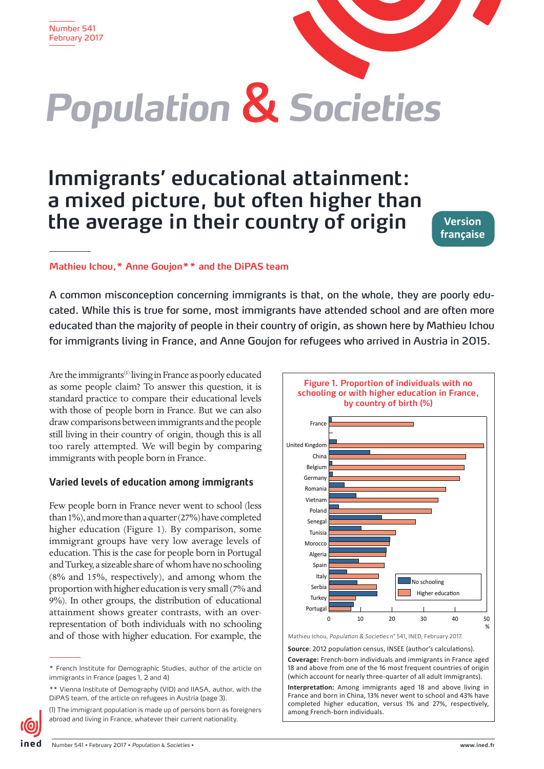Number 541
February 2017

# Population & Societies

## Immigrants' educational attainment: a mixed picture, but often higher than the average in their country of origin

Version française

**Mathieu Ichou,\* Anne Goujon\*\* and the DiPAS team**

A common misconception concerning immigrants is that, on the whole, they are poorly educated. While this is true for some, most immigrants have attended school and are often more educated than the majority of people in their country of origin, as shown here by Mathieu Ichou for immigrants living in France, and Anne Goujon for refugees who arrived in Austria in 2015.

Are the immigrants[1] living in France as poorly educated as some people claim? To answer this question, it is standard practice to compare their educational levels with those of people born in France. But we can also draw comparisons between immigrants and the people still living in their country of origin, though this is all too rarely attempted. We will begin by comparing immigrants with people born in France.

### Varied levels of education among immigrants

Few people born in France never went to school (less than 1%), and more than a quarter (27%) have completed higher education (Figure 1). By comparison, some immigrant groups have very low average levels of education. This is the case for people born in Portugal and Turkey, a sizeable share of whom have no schooling (8% and 15%, respectively), and among whom the proportion with higher education is very small (7% and 9%). In other groups, the distribution of educational attainment shows greater contrasts, with an over-representation of both individuals with no schooling and of those with higher education. For example, the

**Figure 1. Proportion of individuals with no schooling or with higher education in France, by country of birth (%)**

Countries shown (top to bottom): France, United Kingdom, China, Belgium, Germany, Romania, Vietnam, Poland, Senegal, Tunisia, Morocco, Algeria, Spain, Italy, Serbia, Turkey, Portugal. Legend: No schooling; Higher education. Axis: 0–50 %.

Mathieu Ichou, *Population & Societies* n° 541, INED, February 2017.

**Source**: 2012 population census, INSEE (author's calculations).

**Coverage:** French-born individuals and immigrants in France aged 18 and above from one of the 16 most frequent countries of origin (which account for nearly three-quarter of all adult immigrants).

**Interpretation:** Among immigrants aged 18 and above living in France and born in China, 13% never went to school and 43% have completed higher education, versus 1% and 27%, respectively, among French-born individuals.

\* French Institute for Demographic Studies, author of the article on immigrants in France (pages 1, 2 and 4)

\*\* Vienna Institute of Demography (VID) and IIASA, author, with the DiPAS team, of the article on refugees in Austria (page 3).

(1) The immigrant population is made up of persons born as foreigners abroad and living in France, whatever their current nationality.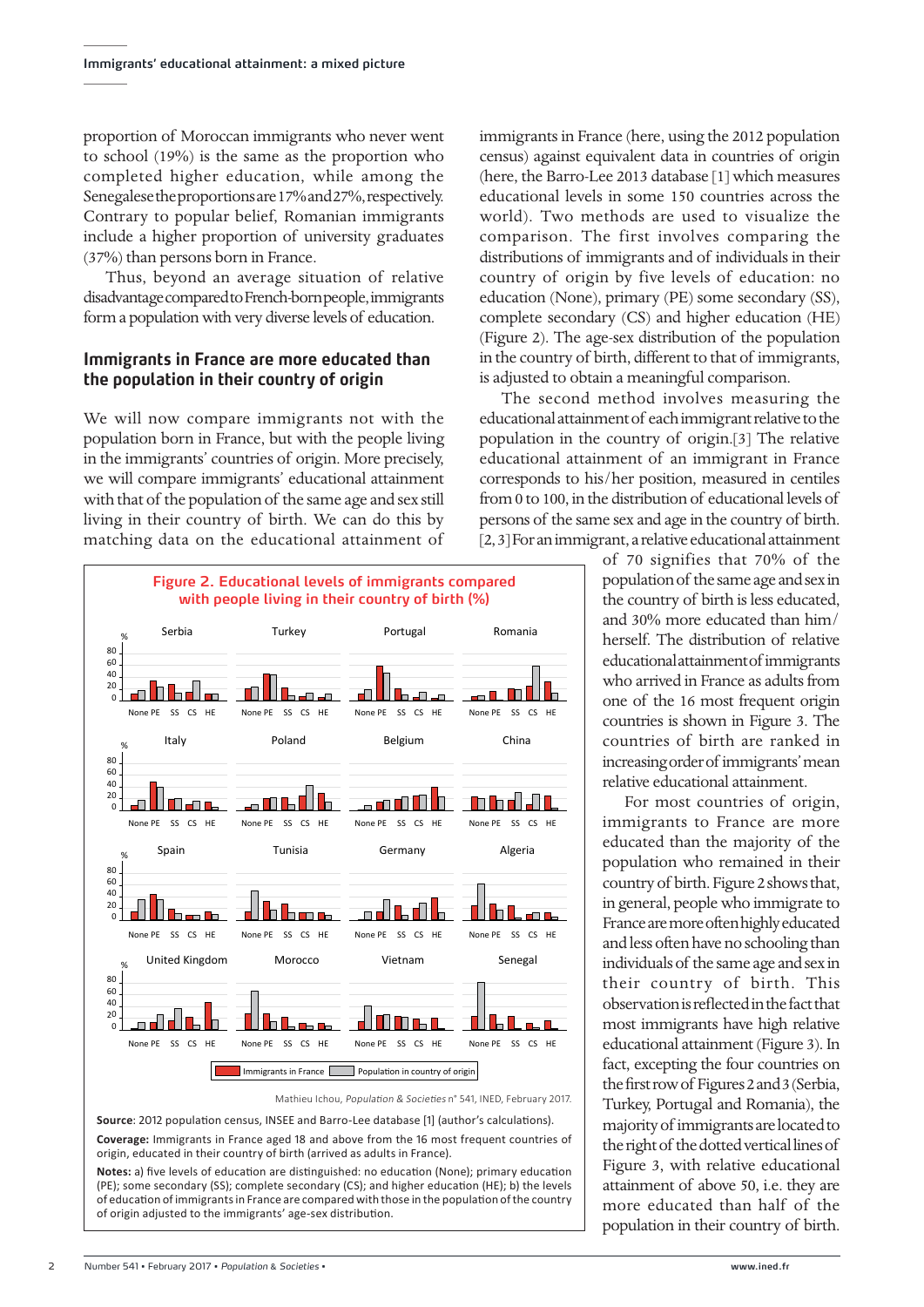proportion of Moroccan immigrants who never went to school (19%) is the same as the proportion who completed higher education, while among the Senegalese the proportions are 17% and 27%, respectively. Contrary to popular belief, Romanian immigrants include a higher proportion of university graduates (37%) than persons born in France.

Thus, beyond an average situation of relative disadvantage compared to French-born people, immigrants form a population with very diverse levels of education.

## Immigrants in France are more educated than the population in their country of origin

We will now compare immigrants not with the population born in France, but with the people living in the immigrants' countries of origin. More precisely, we will compare immigrants' educational attainment with that of the population of the same age and sex still living in their country of birth. We can do this by matching data on the educational attainment of immigrants in France (here, using the 2012 population census) against equivalent data in countries of origin (here, the Barro-Lee 2013 database [1] which measures educational levels in some 150 countries across the world). Two methods are used to visualize the comparison. The first involves comparing the distributions of immigrants and of individuals in their country of origin by five levels of education: no education (None), primary (PE) some secondary (SS), complete secondary (CS) and higher education (HE) (Figure 2). The age-sex distribution of the population in the country of birth, different to that of immigrants, is adjusted to obtain a meaningful comparison.

The second method involves measuring the educational attainment of each immigrant relative to the population in the country of origin.[3] The relative educational attainment of an immigrant in France corresponds to his/her position, measured in centiles from 0 to 100, in the distribution of educational levels of persons of the same sex and age in the country of birth. [2, 3] For an immigrant, a relative educational attainment of 70 signifies that 70% of the population of the same age and sex in the country of birth is less educated, and 30% more educated than him/herself. The distribution of relative educational attainment of immigrants who arrived in France as adults from one of the 16 most frequent origin countries is shown in Figure 3. The countries of birth are ranked in increasing order of immigrants' mean relative educational attainment.

For most countries of origin, immigrants to France are more educated than the majority of the population who remained in their country of birth. Figure 2 shows that, in general, people who immigrate to France are more often highly educated and less often have no schooling than individuals of the same age and sex in their country of birth. This observation is reflected in the fact that most immigrants have high relative educational attainment (Figure 3). In fact, excepting the four countries on the first row of Figures 2 and 3 (Serbia, Turkey, Portugal and Romania), the majority of immigrants are located to the right of the dotted vertical lines of Figure 3, with relative educational attainment of above 50, i.e. they are more educated than half of the population in their country of birth.

**Figure 2. Educational levels of immigrants compared with people living in their country of birth (%)**

Mathieu Ichou, *Population & Societies* n° 541, INED, February 2017.

**Source**: 2012 population census, INSEE and Barro-Lee database [1] (author's calculations).

**Coverage:** Immigrants in France aged 18 and above from the 16 most frequent countries of origin, educated in their country of birth (arrived as adults in France).

**Notes:** a) five levels of education are distinguished: no education (None); primary education (PE); some secondary (SS); complete secondary (CS); and higher education (HE); b) the levels of education of immigrants in France are compared with those in the population of the country of origin adjusted to the immigrants' age-sex distribution.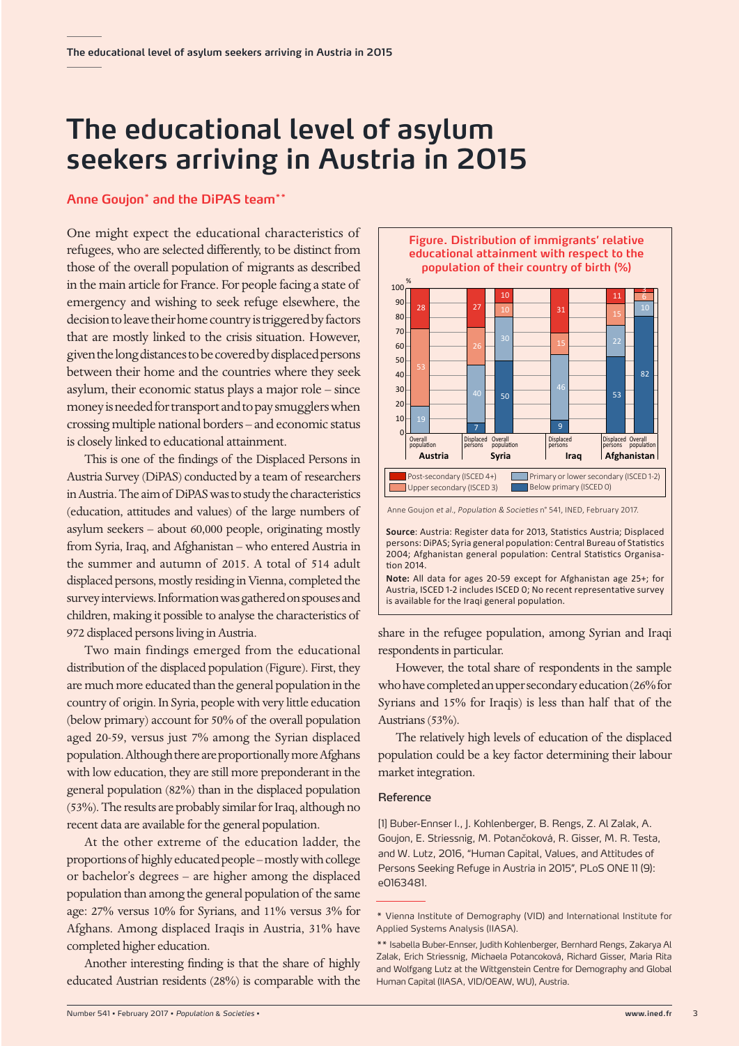# The educational level of asylum seekers arriving in Austria in 2015

**Anne Goujon* and the DiPAS team****

One might expect the educational characteristics of refugees, who are selected differently, to be distinct from those of the overall population of migrants as described in the main article for France. For people facing a state of emergency and wishing to seek refuge elsewhere, the decision to leave their home country is triggered by factors that are mostly linked to the crisis situation. However, given the long distances to be covered by displaced persons between their home and the countries where they seek asylum, their economic status plays a major role – since money is needed for transport and to pay smugglers when crossing multiple national borders – and economic status is closely linked to educational attainment.

This is one of the findings of the Displaced Persons in Austria Survey (DiPAS) conducted by a team of researchers in Austria. The aim of DiPAS was to study the characteristics (education, attitudes and values) of the large numbers of asylum seekers – about 60,000 people, originating mostly from Syria, Iraq, and Afghanistan – who entered Austria in the summer and autumn of 2015. A total of 514 adult displaced persons, mostly residing in Vienna, completed the survey interviews. Information was gathered on spouses and children, making it possible to analyse the characteristics of 972 displaced persons living in Austria.

Two main findings emerged from the educational distribution of the displaced population (Figure). First, they are much more educated than the general population in the country of origin. In Syria, people with very little education (below primary) account for 50% of the overall population aged 20-59, versus just 7% among the Syrian displaced population. Although there are proportionally more Afghans with low education, they are still more preponderant in the general population (82%) than in the displaced population (53%). The results are probably similar for Iraq, although no recent data are available for the general population.

At the other extreme of the education ladder, the proportions of highly educated people – mostly with college or bachelor's degrees – are higher among the displaced population than among the general population of the same age: 27% versus 10% for Syrians, and 11% versus 3% for Afghans. Among displaced Iraqis in Austria, 31% have completed higher education.

Another interesting finding is that the share of highly educated Austrian residents (28%) is comparable with the share in the refugee population, among Syrian and Iraqi respondents in particular.

However, the total share of respondents in the sample who have completed an upper secondary education (26% for Syrians and 15% for Iraqis) is less than half that of the Austrians (53%).

The relatively high levels of education of the displaced population could be a key factor determining their labour market integration.

**Figure. Distribution of immigrants' relative educational attainment with respect to the population of their country of birth (%)**

| Country | Population | Below primary (ISCED 0) | Primary or lower secondary (ISCED 1-2) | Upper secondary (ISCED 3) | Post-secondary (ISCED 4+) |
|---|---|---|---|---|---|
| Austria | Overall population | | 19 | 53 | 28 |
| Syria | Displaced persons | 7 | 40 | 26 | 27 |
| Syria | Overall population | 50 | 30 | 10 | 10 |
| Iraq | Displaced persons | 9 | 46 | 15 | 31 |
| Afghanistan | Displaced persons | 53 | 22 | 15 | 11 |
| Afghanistan | Overall population | 82 | 10 | 6 | 3 |

Anne Goujon *et al.*, *Population & Societies* n° 541, INED, February 2017.

**Source**: Austria: Register data for 2013, Statistics Austria; Displaced persons: DiPAS; Syria general population: Central Bureau of Statistics 2004; Afghanistan general population: Central Statistics Organisation 2014.

**Note:** All data for ages 20-59 except for Afghanistan age 25+; for Austria, ISCED 1-2 includes ISCED 0; No recent representative survey is available for the Iraqi general population.

## Reference

[1] Buber-Ennser I., J. Kohlenberger, B. Rengs, Z. Al Zalak, A. Goujon, E. Striessnig, M. Potančoková, R. Gisser, M. R. Testa, and W. Lutz, 2016, "Human Capital, Values, and Attitudes of Persons Seeking Refuge in Austria in 2015", PLoS ONE 11 (9): e0163481.

* Vienna Institute of Demography (VID) and International Institute for Applied Systems Analysis (IIASA).

** Isabella Buber-Ennser, Judith Kohlenberger, Bernhard Rengs, Zakarya Al Zalak, Erich Striessnig, Michaela Potancoková, Richard Gisser, Maria Rita and Wolfgang Lutz at the Wittgenstein Centre for Demography and Global Human Capital (IIASA, VID/OEAW, WU), Austria.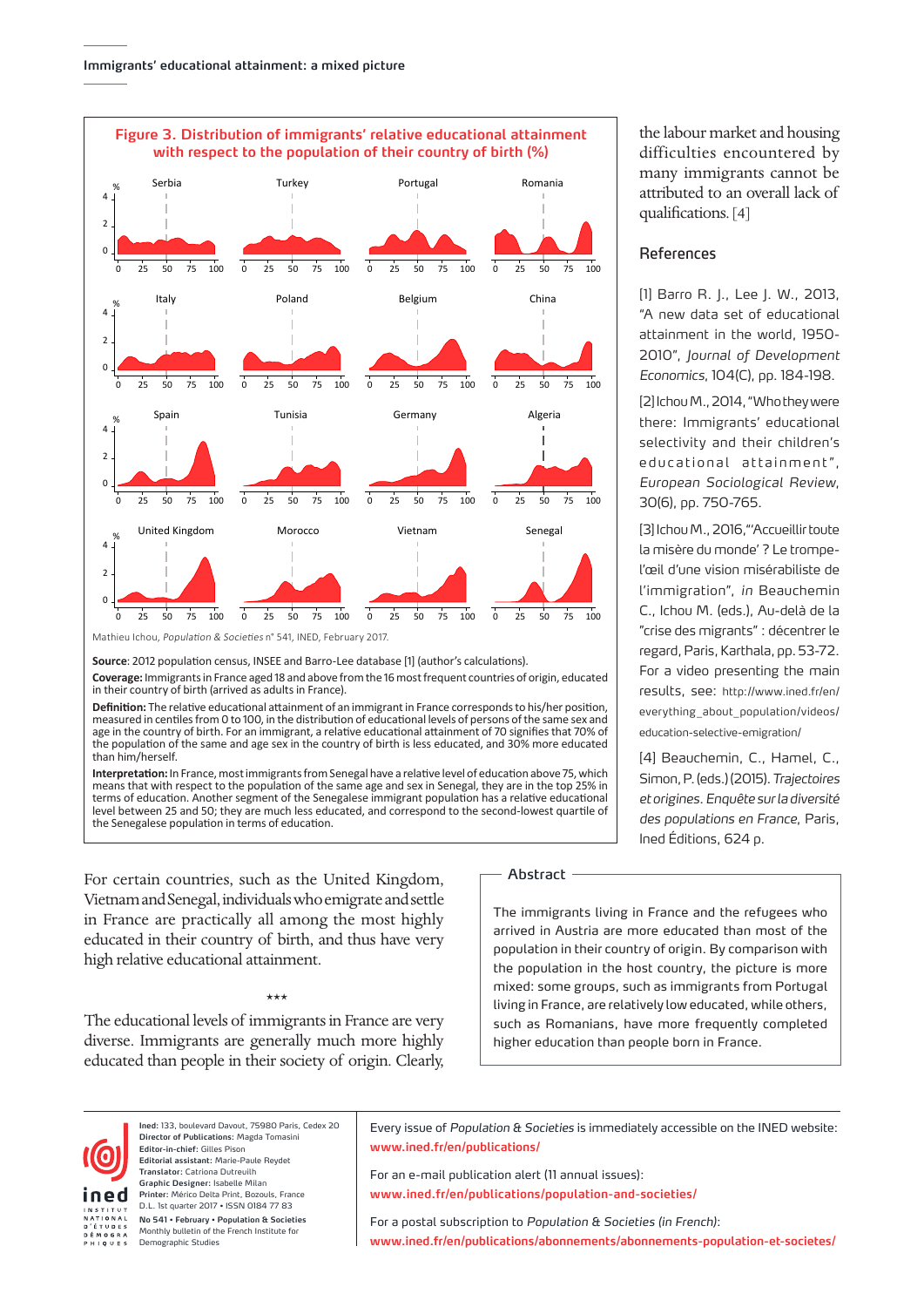**Figure 3. Distribution of immigrants' relative educational attainment with respect to the population of their country of birth (%)**

Serbia, Turkey, Portugal, Romania, Italy, Poland, Belgium, China, Spain, Tunisia, Germany, Algeria, United Kingdom, Morocco, Vietnam, Senegal

%

4

2

0

0 25 50 75 100

Mathieu Ichou, *Population & Societies* n° 541, INED, February 2017.

**Source**: 2012 population census, INSEE and Barro-Lee database [1] (author's calculations).

**Coverage:** Immigrants in France aged 18 and above from the 16 most frequent countries of origin, educated in their country of birth (arrived as adults in France).

**Definition:** The relative educational attainment of an immigrant in France corresponds to his/her position, measured in centiles from 0 to 100, in the distribution of educational levels of persons of the same sex and age in the country of birth. For an immigrant, a relative educational attainment of 70 signifies that 70% of the population of the same and age sex in the country of birth is less educated, and 30% more educated than him/herself.

**Interpretation:** In France, most immigrants from Senegal have a relative level of education above 75, which means that with respect to the population of the same age and sex in Senegal, they are in the top 25% in terms of education. Another segment of the Senegalese immigrant population has a relative educational level between 25 and 50; they are much less educated, and correspond to the second-lowest quartile of the Senegalese population in terms of education.

For certain countries, such as the United Kingdom, Vietnam and Senegal, individuals who emigrate and settle in France are practically all among the most highly educated in their country of birth, and thus have very high relative educational attainment.

\*\*\*

The educational levels of immigrants in France are very diverse. Immigrants are generally much more highly educated than people in their society of origin. Clearly, the labour market and housing difficulties encountered by many immigrants cannot be attributed to an overall lack of qualifications. [4]

## Abstract

The immigrants living in France and the refugees who arrived in Austria are more educated than most of the population in their country of origin. By comparison with the population in the host country, the picture is more mixed: some groups, such as immigrants from Portugal living in France, are relatively low educated, while others, such as Romanians, have more frequently completed higher education than people born in France.

## References

[1] Barro R. J., Lee J. W., 2013, "A new data set of educational attainment in the world, 1950-2010", *Journal of Development Economics*, 104(C), pp. 184-198.

[2] Ichou M., 2014, "Who they were there: Immigrants' educational selectivity and their children's educational attainment", *European Sociological Review*, 30(6), pp. 750-765.

[3] Ichou M., 2016, "'Accueillir toute la misère du monde' ? Le trompe-l'œil d'une vision misérabiliste de l'immigration", *in* Beauchemin C., Ichou M. (eds.), Au-delà de la "crise des migrants" : décentrer le regard, Paris, Karthala, pp. 53-72. For a video presenting the main results, see: http://www.ined.fr/en/everything_about_population/videos/education-selective-emigration/

[4] Beauchemin, C., Hamel, C., Simon, P. (eds.) (2015). *Trajectoires et origines. Enquête sur la diversité des populations en France*, Paris, Ined Éditions, 624 p.

**Ined:** 133, boulevard Davout, 75980 Paris, Cedex 20
**Director of Publications:** Magda Tomasini
**Editor-in-chief:** Gilles Pison
**Editorial assistant:** Marie-Paule Reydet
**Translator:** Catriona Dutreuilh
**Graphic Designer:** Isabelle Milan
**Printer:** Mérico Delta Print, Bozouls, France
D.L. 1st quarter 2017 • ISSN 0184 77 83
**No 541 • February • Population & Societies**
Monthly bulletin of the French Institute for Demographic Studies

Every issue of *Population & Societies* is immediately accessible on the INED website:
**www.ined.fr/en/publications/**

For an e-mail publication alert (11 annual issues):
**www.ined.fr/en/publications/population-and-societies/**

For a postal subscription to *Population & Societies (in French)*:
**www.ined.fr/en/publications/abonnements/abonnements-population-et-societes/**